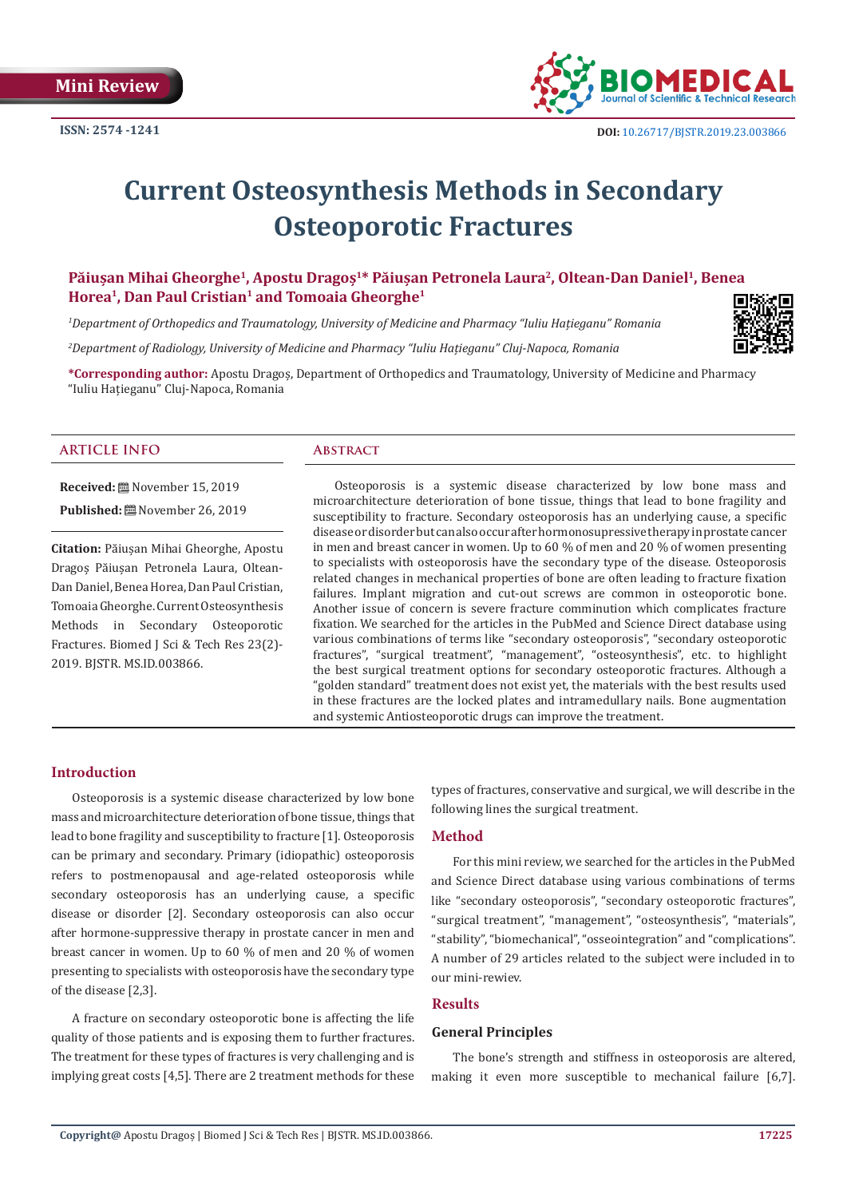Mini Review

ISSN: 2574 -1241

DOI: 10.26717/BJSTR.2019.23.003866

# Current Osteosynthesis Methods in Secondary Osteoporotic Fractures

**Păiuşan Mihai Gheorghe[1], Apostu Dragoş[1]\* Păiuşan Petronela Laura[2], Oltean-Dan Daniel[1], Benea Horea[1], Dan Paul Cristian[1] and Tomoaia Gheorghe[1]**

*[1]Department of Orthopedics and Traumatology, University of Medicine and Pharmacy "Iuliu Haţieganu" Romania*

*[2]Department of Radiology, University of Medicine and Pharmacy "Iuliu Haţieganu" Cluj-Napoca, Romania*

**\*Corresponding author:** Apostu Dragoş, Department of Orthopedics and Traumatology, University of Medicine and Pharmacy "Iuliu Haţieganu" Cluj-Napoca, Romania

## ARTICLE INFO

**Received:** November 15, 2019

**Published:** November 26, 2019

**Citation:** Păiuşan Mihai Gheorghe, Apostu Dragoş Păiuşan Petronela Laura, Oltean-Dan Daniel, Benea Horea, Dan Paul Cristian, Tomoaia Gheorghe. Current Osteosynthesis Methods in Secondary Osteoporotic Fractures. Biomed J Sci & Tech Res 23(2)-2019. BJSTR. MS.ID.003866.

## Abstract

Osteoporosis is a systemic disease characterized by low bone mass and microarchitecture deterioration of bone tissue, things that lead to bone fragility and susceptibility to fracture. Secondary osteoporosis has an underlying cause, a specific disease or disorder but can also occur after hormonosupressive therapy in prostate cancer in men and breast cancer in women. Up to 60 % of men and 20 % of women presenting to specialists with osteoporosis have the secondary type of the disease. Osteoporosis related changes in mechanical properties of bone are often leading to fracture fixation failures. Implant migration and cut-out screws are common in osteoporotic bone. Another issue of concern is severe fracture comminution which complicates fracture fixation. We searched for the articles in the PubMed and Science Direct database using various combinations of terms like "secondary osteoporosis", "secondary osteoporotic fractures", "surgical treatment", "management", "osteosynthesis", etc. to highlight the best surgical treatment options for secondary osteoporotic fractures. Although a "golden standard" treatment does not exist yet, the materials with the best results used in these fractures are the locked plates and intramedullary nails. Bone augmentation and systemic Antiosteoporotic drugs can improve the treatment.

## Introduction

Osteoporosis is a systemic disease characterized by low bone mass and microarchitecture deterioration of bone tissue, things that lead to bone fragility and susceptibility to fracture [1]. Osteoporosis can be primary and secondary. Primary (idiopathic) osteoporosis refers to postmenopausal and age-related osteoporosis while secondary osteoporosis has an underlying cause, a specific disease or disorder [2]. Secondary osteoporosis can also occur after hormone-suppressive therapy in prostate cancer in men and breast cancer in women. Up to 60 % of men and 20 % of women presenting to specialists with osteoporosis have the secondary type of the disease [2,3].

A fracture on secondary osteoporotic bone is affecting the life quality of those patients and is exposing them to further fractures. The treatment for these types of fractures is very challenging and is implying great costs [4,5]. There are 2 treatment methods for these types of fractures, conservative and surgical, we will describe in the following lines the surgical treatment.

## Method

For this mini review, we searched for the articles in the PubMed and Science Direct database using various combinations of terms like "secondary osteoporosis", "secondary osteoporotic fractures", "surgical treatment", "management", "osteosynthesis", "materials", "stability", "biomechanical", "osseointegration" and "complications". A number of 29 articles related to the subject were included in to our mini-rewiev.

## Results

### General Principles

The bone's strength and stiffness in osteoporosis are altered, making it even more susceptible to mechanical failure [6,7].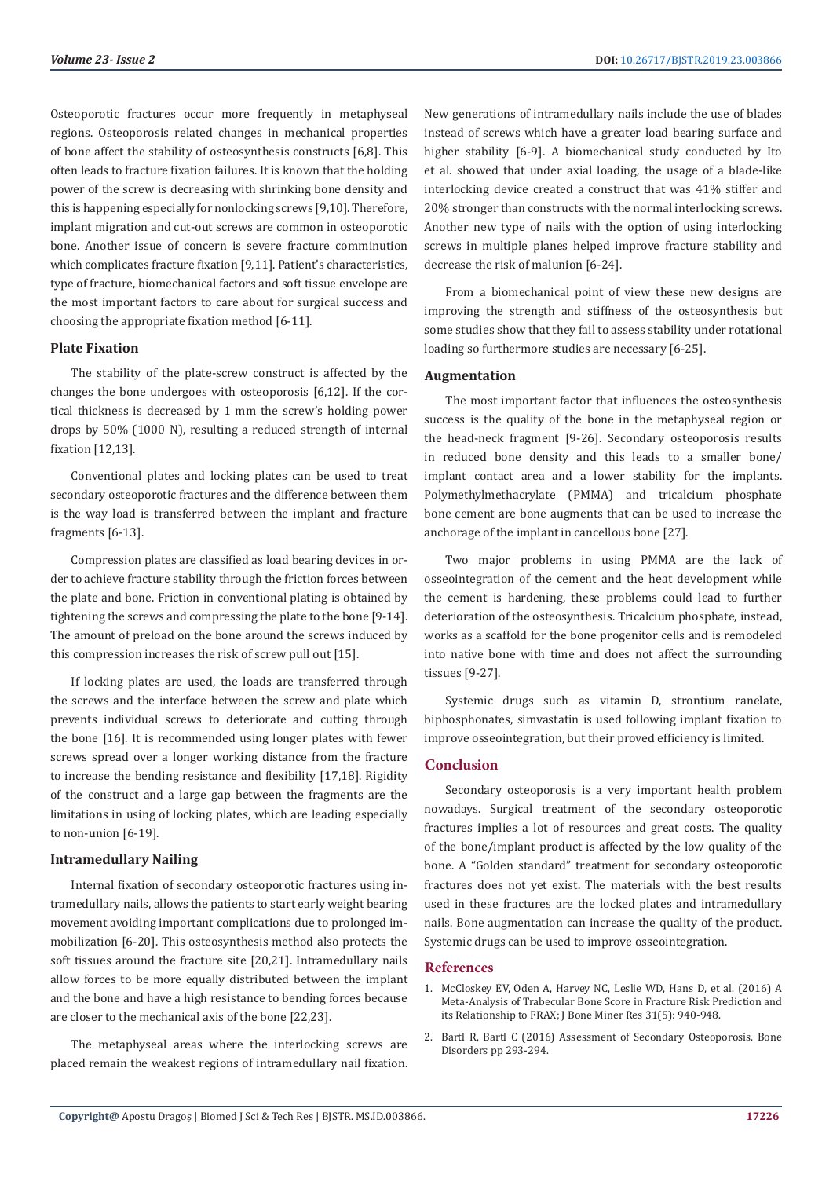Osteoporotic fractures occur more frequently in metaphyseal regions. Osteoporosis related changes in mechanical properties of bone affect the stability of osteosynthesis constructs [6,8]. This often leads to fracture fixation failures. It is known that the holding power of the screw is decreasing with shrinking bone density and this is happening especially for nonlocking screws [9,10]. Therefore, implant migration and cut-out screws are common in osteoporotic bone. Another issue of concern is severe fracture comminution which complicates fracture fixation [9,11]. Patient's characteristics, type of fracture, biomechanical factors and soft tissue envelope are the most important factors to care about for surgical success and choosing the appropriate fixation method [6-11].

### Plate Fixation

The stability of the plate-screw construct is affected by the changes the bone undergoes with osteoporosis [6,12]. If the cortical thickness is decreased by 1 mm the screw's holding power drops by 50% (1000 N), resulting a reduced strength of internal fixation [12,13].

Conventional plates and locking plates can be used to treat secondary osteoporotic fractures and the difference between them is the way load is transferred between the implant and fracture fragments [6-13].

Compression plates are classified as load bearing devices in order to achieve fracture stability through the friction forces between the plate and bone. Friction in conventional plating is obtained by tightening the screws and compressing the plate to the bone [9-14]. The amount of preload on the bone around the screws induced by this compression increases the risk of screw pull out [15].

If locking plates are used, the loads are transferred through the screws and the interface between the screw and plate which prevents individual screws to deteriorate and cutting through the bone [16]. It is recommended using longer plates with fewer screws spread over a longer working distance from the fracture to increase the bending resistance and flexibility [17,18]. Rigidity of the construct and a large gap between the fragments are the limitations in using of locking plates, which are leading especially to non-union [6-19].

### Intramedullary Nailing

Internal fixation of secondary osteoporotic fractures using intramedullary nails, allows the patients to start early weight bearing movement avoiding important complications due to prolonged immobilization [6-20]. This osteosynthesis method also protects the soft tissues around the fracture site [20,21]. Intramedullary nails allow forces to be more equally distributed between the implant and the bone and have a high resistance to bending forces because are closer to the mechanical axis of the bone [22,23].

The metaphyseal areas where the interlocking screws are placed remain the weakest regions of intramedullary nail fixation. New generations of intramedullary nails include the use of blades instead of screws which have a greater load bearing surface and higher stability [6-9]. A biomechanical study conducted by Ito et al. showed that under axial loading, the usage of a blade-like interlocking device created a construct that was 41% stiffer and 20% stronger than constructs with the normal interlocking screws. Another new type of nails with the option of using interlocking screws in multiple planes helped improve fracture stability and decrease the risk of malunion [6-24].

From a biomechanical point of view these new designs are improving the strength and stiffness of the osteosynthesis but some studies show that they fail to assess stability under rotational loading so furthermore studies are necessary [6-25].

### Augmentation

The most important factor that influences the osteosynthesis success is the quality of the bone in the metaphyseal region or the head-neck fragment [9-26]. Secondary osteoporosis results in reduced bone density and this leads to a smaller bone/implant contact area and a lower stability for the implants. Polymethylmethacrylate (PMMA) and tricalcium phosphate bone cement are bone augments that can be used to increase the anchorage of the implant in cancellous bone [27].

Two major problems in using PMMA are the lack of osseointegration of the cement and the heat development while the cement is hardening, these problems could lead to further deterioration of the osteosynthesis. Tricalcium phosphate, instead, works as a scaffold for the bone progenitor cells and is remodeled into native bone with time and does not affect the surrounding tissues [9-27].

Systemic drugs such as vitamin D, strontium ranelate, biphosphonates, simvastatin is used following implant fixation to improve osseointegration, but their proved efficiency is limited.

## Conclusion

Secondary osteoporosis is a very important health problem nowadays. Surgical treatment of the secondary osteoporotic fractures implies a lot of resources and great costs. The quality of the bone/implant product is affected by the low quality of the bone. A "Golden standard" treatment for secondary osteoporotic fractures does not yet exist. The materials with the best results used in these fractures are the locked plates and intramedullary nails. Bone augmentation can increase the quality of the product. Systemic drugs can be used to improve osseointegration.

## References

1. McCloskey EV, Oden A, Harvey NC, Leslie WD, Hans D, et al. (2016) A Meta-Analysis of Trabecular Bone Score in Fracture Risk Prediction and its Relationship to FRAX; J Bone Miner Res 31(5): 940-948.
2. Bartl R, Bartl C (2016) Assessment of Secondary Osteoporosis. Bone Disorders pp 293-294.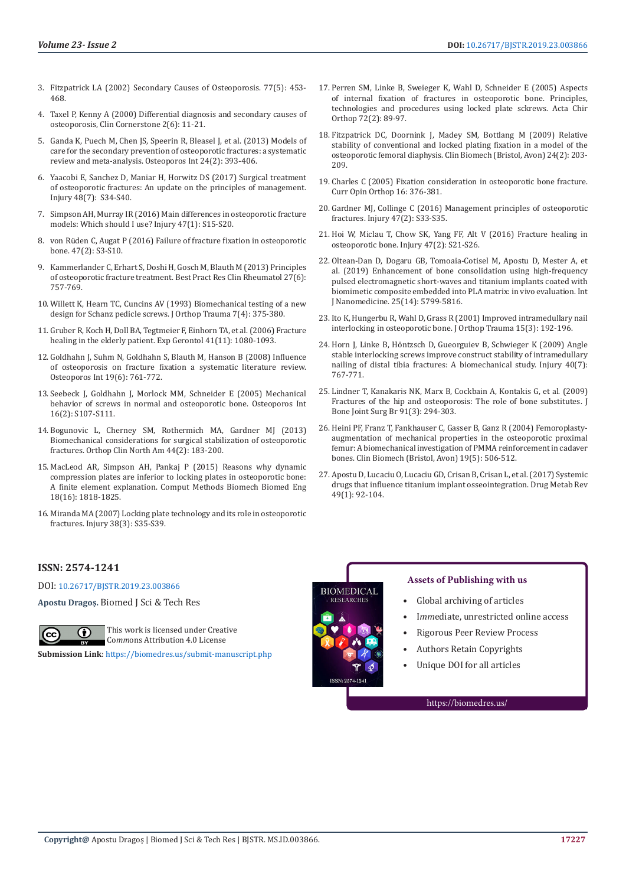3. Fitzpatrick LA (2002) Secondary Causes of Osteoporosis. 77(5): 453-468.
4. Taxel P, Kenny A (2000) Differential diagnosis and secondary causes of osteoporosis, Clin Cornerstone 2(6): 11-21.
5. Ganda K, Puech M, Chen JS, Speerin R, Bleasel J, et al. (2013) Models of care for the secondary prevention of osteoporotic fractures: a systematic review and meta-analysis. Osteoporos Int 24(2): 393-406.
6. Yaacobi E, Sanchez D, Maniar H, Horwitz DS (2017) Surgical treatment of osteoporotic fractures: An update on the principles of management. Injury 48(7): S34-S40.
7. Simpson AH, Murray IR (2016) Main differences in osteoporotic fracture models: Which should I use? Injury 47(1): S15-S20.
8. von Rüden C, Augat P (2016) Failure of fracture fixation in osteoporotic bone. 47(2): S3-S10.
9. Kammerlander C, Erhart S, Doshi H, Gosch M, Blauth M (2013) Principles of osteoporotic fracture treatment. Best Pract Res Clin Rheumatol 27(6): 757-769.
10. Willett K, Hearn TC, Cuncins AV (1993) Biomechanical testing of a new design for Schanz pedicle screws. J Orthop Trauma 7(4): 375-380.
11. Gruber R, Koch H, Doll BA, Tegtmeier F, Einhorn TA, et al. (2006) Fracture healing in the elderly patient. Exp Gerontol 41(11): 1080-1093.
12. Goldhahn J, Suhm N, Goldhahn S, Blauth M, Hanson B (2008) Influence of osteoporosis on fracture fixation a systematic literature review. Osteoporos Int 19(6): 761-772.
13. Seebeck J, Goldhahn J, Morlock MM, Schneider E (2005) Mechanical behavior of screws in normal and osteoporotic bone. Osteoporos Int 16(2): S107-S111.
14. Bogunovic L, Cherney SM, Rothermich MA, Gardner MJ (2013) Biomechanical considerations for surgical stabilization of osteoporotic fractures. Orthop Clin North Am 44(2): 183-200.
15. MacLeod AR, Simpson AH, Pankaj P (2015) Reasons why dynamic compression plates are inferior to locking plates in osteoporotic bone: A finite element explanation. Comput Methods Biomech Biomed Eng 18(16): 1818-1825.
16. Miranda MA (2007) Locking plate technology and its role in osteoporotic fractures. Injury 38(3): S35-S39.
17. Perren SM, Linke B, Sweieger K, Wahl D, Schneider E (2005) Aspects of internal fixation of fractures in osteoporotic bone. Principles, technologies and procedures using locked plate sckrews. Acta Chir Orthop 72(2): 89-97.
18. Fitzpatrick DC, Doornink J, Madey SM, Bottlang M (2009) Relative stability of conventional and locked plating fixation in a model of the osteoporotic femoral diaphysis. Clin Biomech (Bristol, Avon) 24(2): 203-209.
19. Charles C (2005) Fixation consideration in osteoporotic bone fracture. Curr Opin Orthop 16: 376-381.
20. Gardner MJ, Collinge C (2016) Management principles of osteoporotic fractures. Injury 47(2): S33-S35.
21. Hoi W, Miclau T, Chow SK, Yang FF, Alt V (2016) Fracture healing in osteoporotic bone. Injury 47(2): S21-S26.
22. Oltean-Dan D, Dogaru GB, Tomoaia-Cotisel M, Apostu D, Mester A, et al. (2019) Enhancement of bone consolidation using high-frequency pulsed electromagnetic short-waves and titanium implants coated with biomimetic composite embedded into PLA matrix: in vivo evaluation. Int J Nanomedicine. 25(14): 5799-5816.
23. Ito K, Hungerbu R, Wahl D, Grass R (2001) Improved intramedullary nail interlocking in osteoporotic bone. J Orthop Trauma 15(3): 192-196.
24. Horn J, Linke B, Höntzsch D, Gueorguiev B, Schwieger K (2009) Angle stable interlocking screws improve construct stability of intramedullary nailing of distal tibia fractures: A biomechanical study. Injury 40(7): 767-771.
25. Lindner T, Kanakaris NK, Marx B, Cockbain A, Kontakis G, et al. (2009) Fractures of the hip and osteoporosis: The role of bone substitutes. J Bone Joint Surg Br 91(3): 294-303.
26. Heini PF, Franz T, Fankhauser C, Gasser B, Ganz R (2004) Femoroplasty-augmentation of mechanical properties in the osteoporotic proximal femur: A biomechanical investigation of PMMA reinforcement in cadaver bones. Clin Biomech (Bristol, Avon) 19(5): 506-512.
27. Apostu D, Lucaciu O, Lucaciu GD, Crisan B, Crisan L, et al. (2017) Systemic drugs that influence titanium implant osseointegration. Drug Metab Rev 49(1): 92-104.

**ISSN: 2574-1241**

DOI: 10.26717/BJSTR.2019.23.003866

**Apostu Dragoş.** Biomed J Sci & Tech Res

This work is licensed under Creative Commons Attribution 4.0 License

**Submission Link**: https://biomedres.us/submit-manuscript.php

**Assets of Publishing with us**

- Global archiving of articles
- Immediate, unrestricted online access
- Rigorous Peer Review Process
- Authors Retain Copyrights
- Unique DOI for all articles

https://biomedres.us/